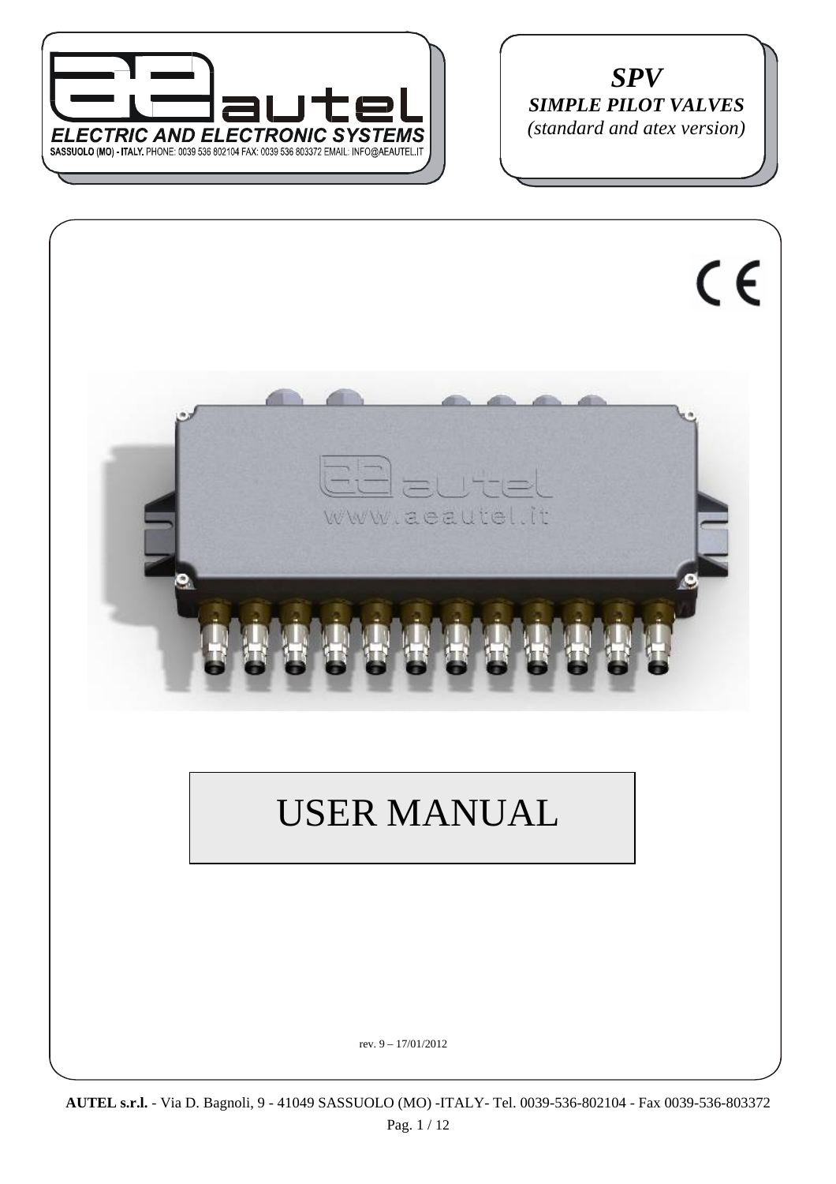ELECTRIC AND ELECTRONIC SYSTEMS

SASSUOLO (MO) - ITALY. PHONE: 0039 536 802104 FAX: 0039 536 803372 EMAIL: INFO@AEAUTEL.IT

# *SPV*

***SIMPLE PILOT VALVES***

*(standard and atex version)*

# USER MANUAL

rev. 9 – 17/01/2012

**AUTEL s.r.l.** - Via D. Bagnoli, 9 - 41049 SASSUOLO (MO) -ITALY- Tel. 0039-536-802104 - Fax 0039-536-803372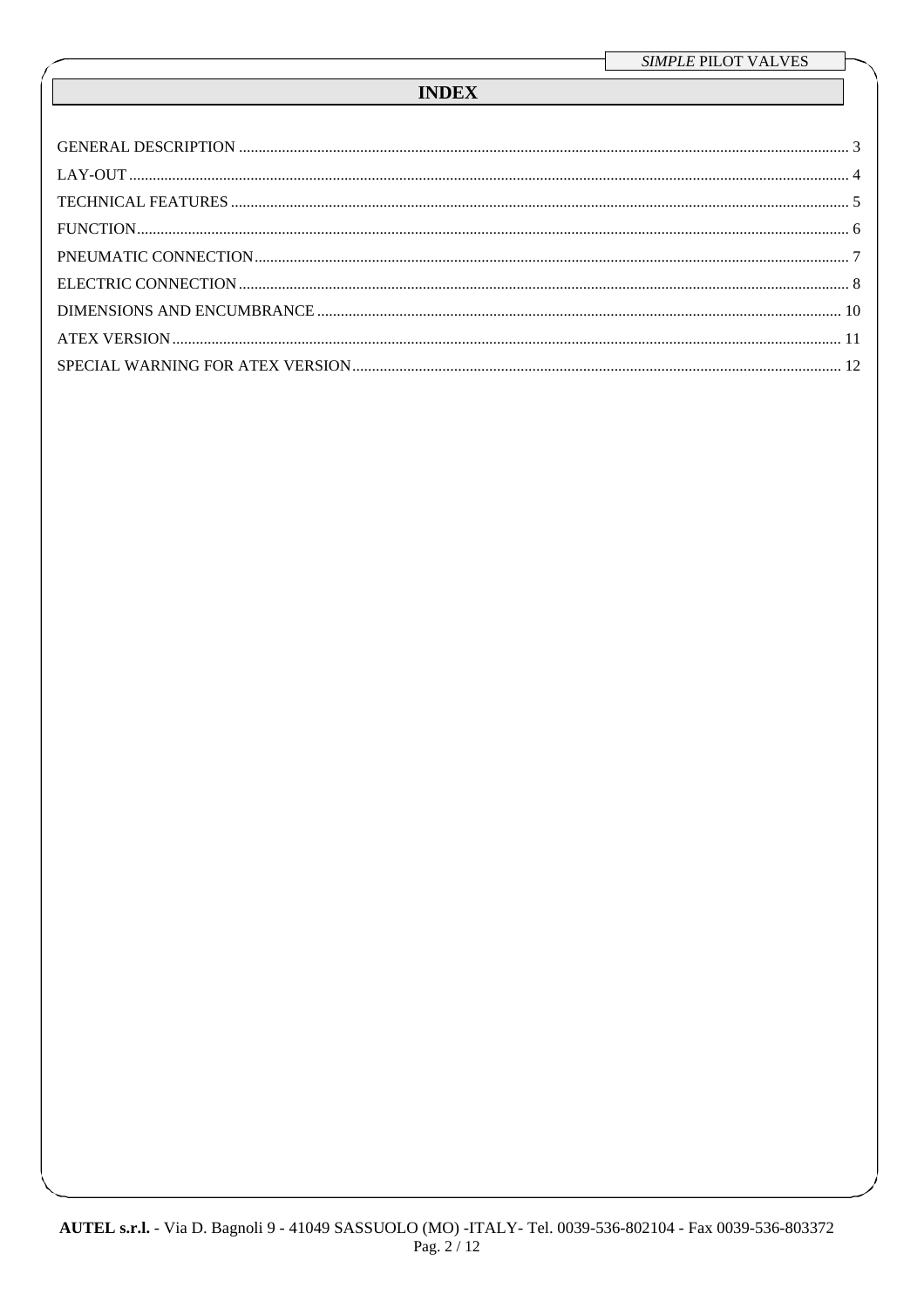# INDEX

GENERAL DESCRIPTION ........ 3
LAY-OUT ........ 4
TECHNICAL FEATURES ........ 5
FUNCTION ........ 6
PNEUMATIC CONNECTION ........ 7
ELECTRIC CONNECTION ........ 8
DIMENSIONS AND ENCUMBRANCE ........ 10
ATEX VERSION ........ 11
SPECIAL WARNING FOR ATEX VERSION ........ 12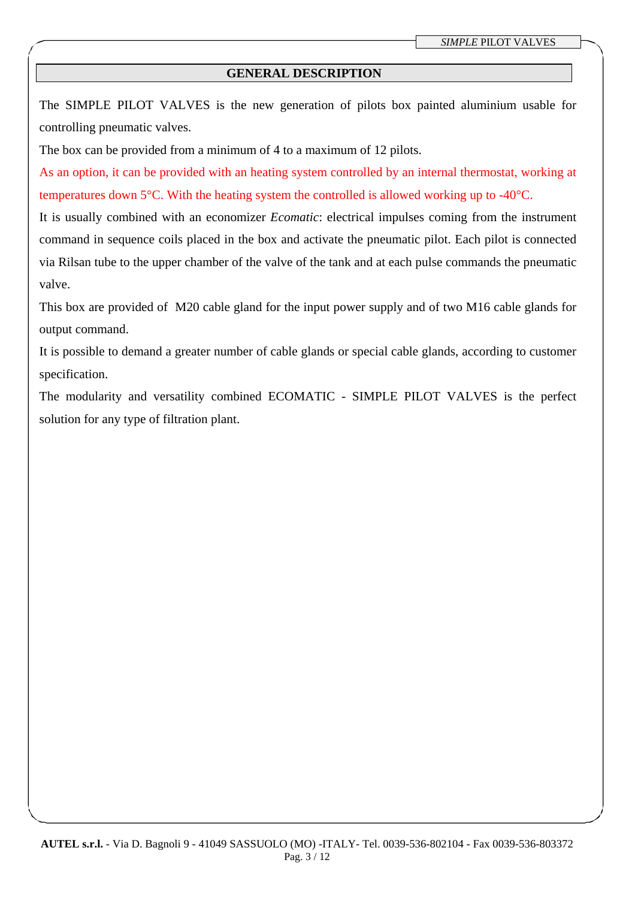## GENERAL DESCRIPTION

The SIMPLE PILOT VALVES is the new generation of pilots box painted aluminium usable for controlling pneumatic valves.

The box can be provided from a minimum of 4 to a maximum of 12 pilots.

As an option, it can be provided with an heating system controlled by an internal thermostat, working at temperatures down 5°C. With the heating system the controlled is allowed working up to -40°C.

It is usually combined with an economizer *Ecomatic*: electrical impulses coming from the instrument command in sequence coils placed in the box and activate the pneumatic pilot. Each pilot is connected via Rilsan tube to the upper chamber of the valve of the tank and at each pulse commands the pneumatic valve.

This box are provided of M20 cable gland for the input power supply and of two M16 cable glands for output command.

It is possible to demand a greater number of cable glands or special cable glands, according to customer specification.

The modularity and versatility combined ECOMATIC - SIMPLE PILOT VALVES is the perfect solution for any type of filtration plant.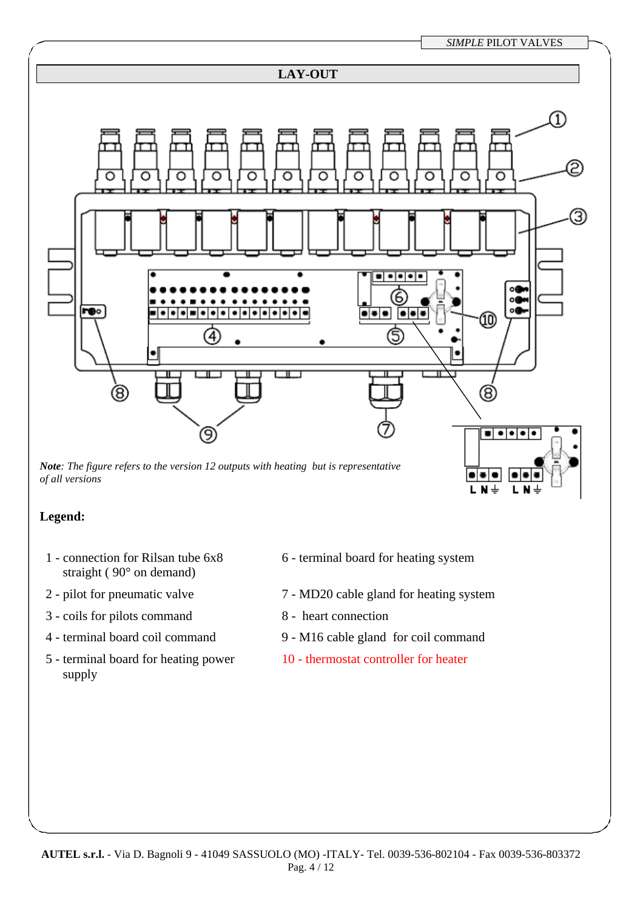## LAY-OUT

*Note: The figure refers to the version 12 outputs with heating  but is representative of all versions*

**Legend:**

1 - connection for Rilsan tube 6x8 straight ( 90° on demand)

2 - pilot for pneumatic valve

3 - coils for pilots command

4 - terminal board coil command

5 - terminal board for heating power supply

6 - terminal board for heating system

7 - MD20 cable gland for heating system

8 -  heart connection

9 - M16 cable gland  for coil command

10 - thermostat controller for heater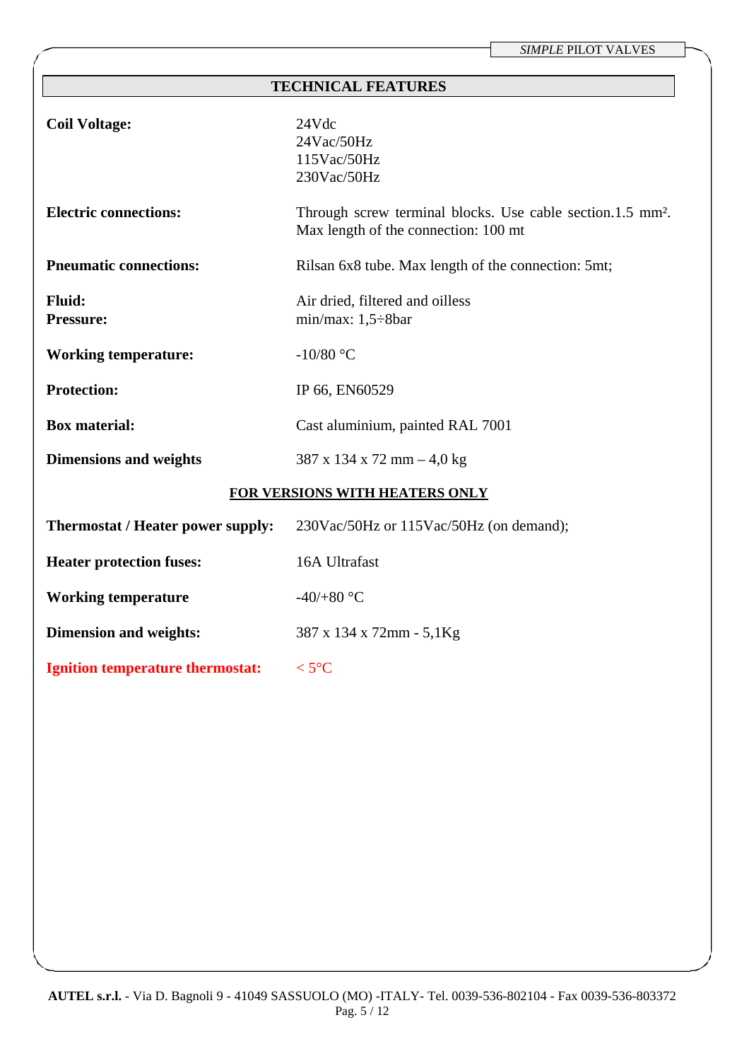## TECHNICAL FEATURES

| | |
|---|---|
| **Coil Voltage:** | 24Vdc<br>24Vac/50Hz<br>115Vac/50Hz<br>230Vac/50Hz |
| **Electric connections:** | Through screw terminal blocks. Use cable section.1.5 mm². Max length of the connection: 100 mt |
| **Pneumatic connections:** | Rilsan 6x8 tube. Max length of the connection: 5mt; |
| **Fluid:**<br>**Pressure:** | Air dried, filtered and oilless<br>min/max: 1,5÷8bar |
| **Working temperature:** | -10/80 °C |
| **Protection:** | IP 66, EN60529 |
| **Box material:** | Cast aluminium, painted RAL 7001 |
| **Dimensions and weights** | 387 x 134 x 72 mm – 4,0 kg |

**FOR VERSIONS WITH HEATERS ONLY**

| | |
|---|---|
| **Thermostat / Heater power supply:** | 230Vac/50Hz or 115Vac/50Hz (on demand); |
| **Heater protection fuses:** | 16A Ultrafast |
| **Working temperature** | -40/+80 °C |
| **Dimension and weights:** | 387 x 134 x 72mm - 5,1Kg |
| **Ignition temperature thermostat:** | < 5°C |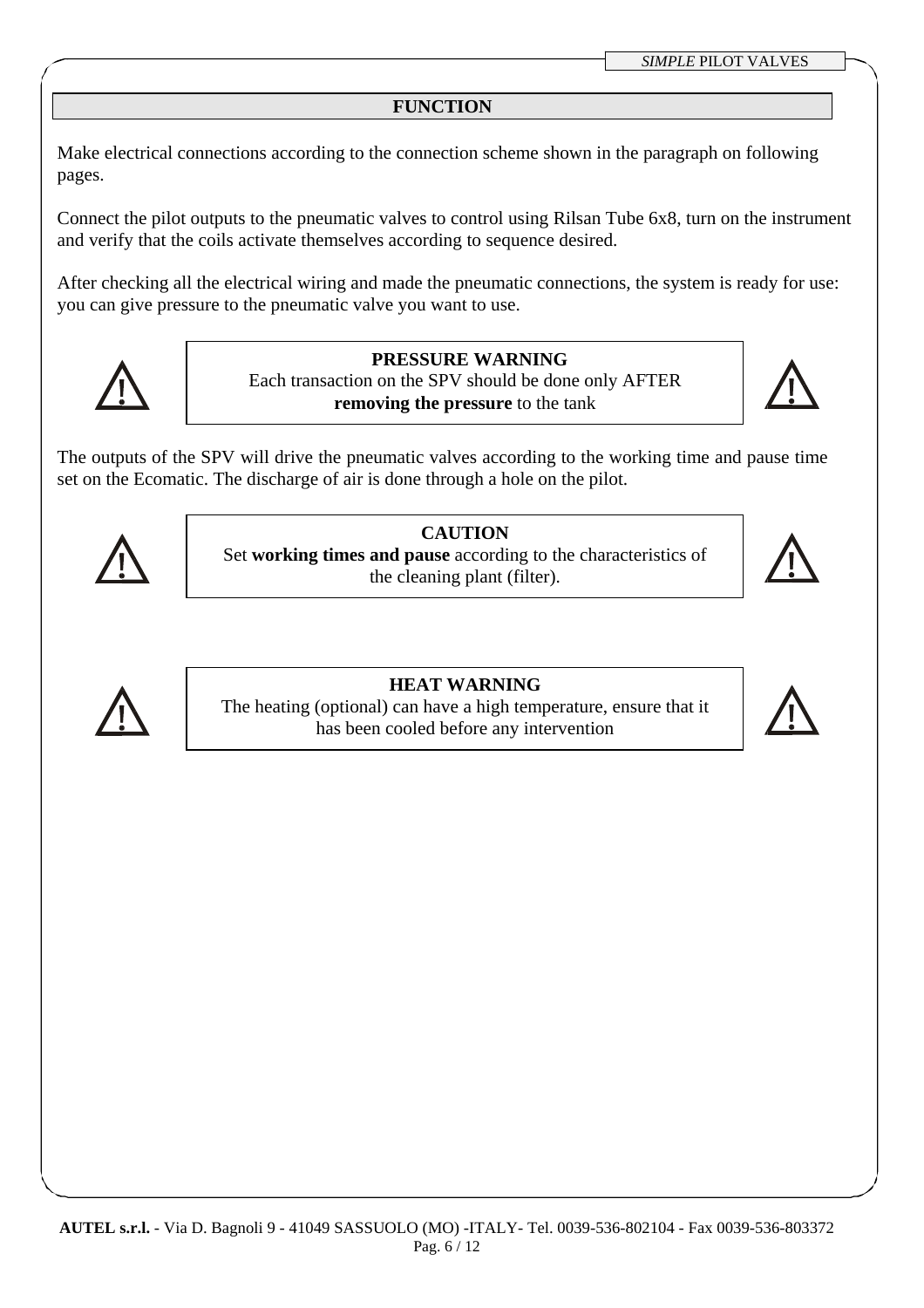## FUNCTION

Make electrical connections according to the connection scheme shown in the paragraph on following pages.

Connect the pilot outputs to the pneumatic valves to control using Rilsan Tube 6x8, turn on the instrument and verify that the coils activate themselves according to sequence desired.

After checking all the electrical wiring and made the pneumatic connections, the system is ready for use: you can give pressure to the pneumatic valve you want to use.

> **PRESSURE WARNING**
> Each transaction on the SPV should be done only AFTER **removing the pressure** to the tank

The outputs of the SPV will drive the pneumatic valves according to the working time and pause time set on the Ecomatic. The discharge of air is done through a hole on the pilot.

> **CAUTION**
> Set **working times and pause** according to the characteristics of the cleaning plant (filter).

> **HEAT WARNING**
> The heating (optional) can have a high temperature, ensure that it has been cooled before any intervention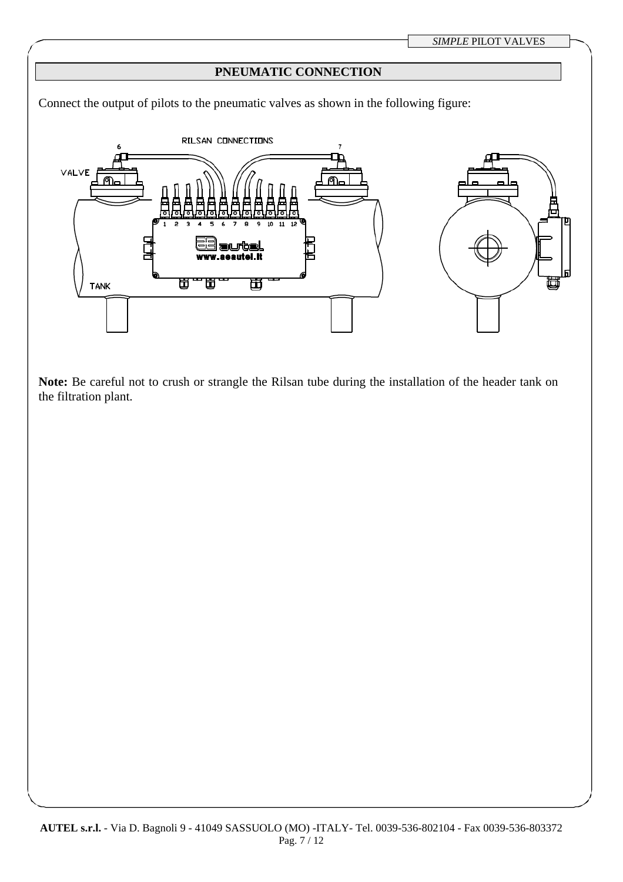## PNEUMATIC CONNECTION

Connect the output of pilots to the pneumatic valves as shown in the following figure:

**Note:** Be careful not to crush or strangle the Rilsan tube during the installation of the header tank on the filtration plant.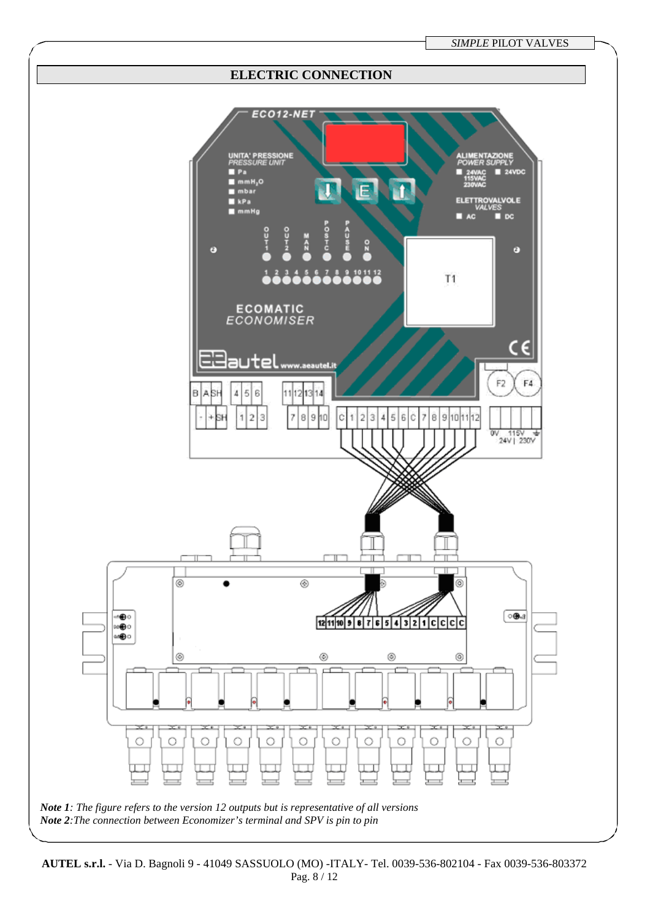## ELECTRIC CONNECTION

*Note 1*: *The figure refers to the version 12 outputs but is representative of all versions*

*Note 2*: *The connection between Economizer's terminal and SPV is pin to pin*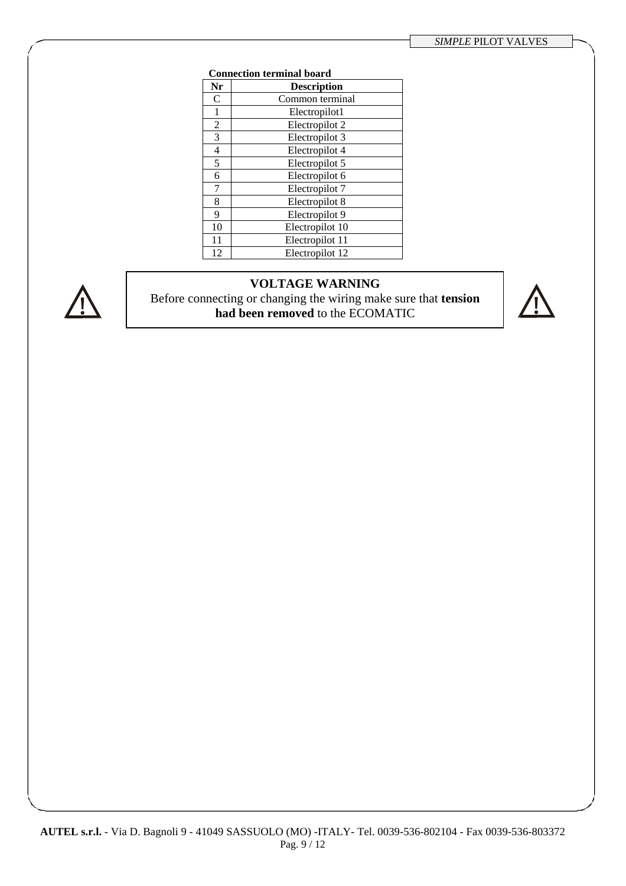**Connection terminal board**

| Nr | Description |
|---|---|
| C | Common terminal |
| 1 | Electropilot1 |
| 2 | Electropilot 2 |
| 3 | Electropilot 3 |
| 4 | Electropilot 4 |
| 5 | Electropilot 5 |
| 6 | Electropilot 6 |
| 7 | Electropilot 7 |
| 8 | Electropilot 8 |
| 9 | Electropilot 9 |
| 10 | Electropilot 10 |
| 11 | Electropilot 11 |
| 12 | Electropilot 12 |

**VOLTAGE WARNING**

Before connecting or changing the wiring make sure that **tension had been removed** to the ECOMATIC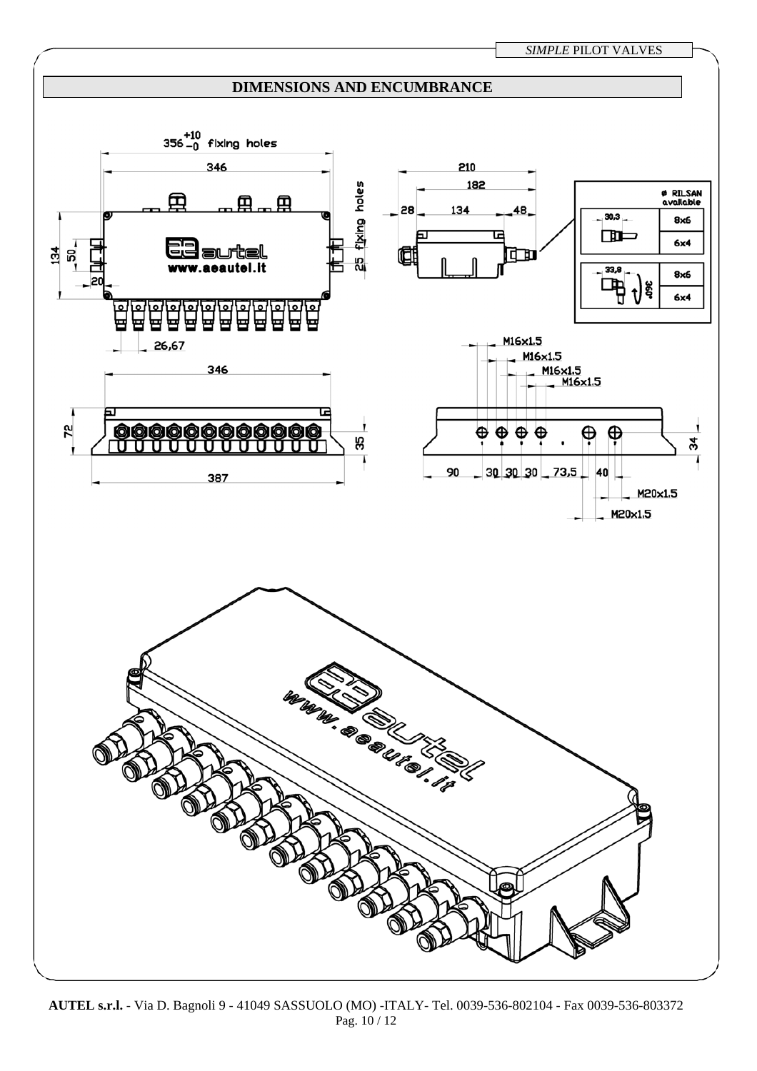## DIMENSIONS AND ENCUMBRANCE

356 $^{+10}_{-0}$ fixing holes

346

134

50

20

25 fixing holes

26,67

210

182

28 134 48

| | ø RILSAN available |
|---|---|
| 30,3 | 8x6 |
| | 6x4 |
| 33,8 360° | 8x6 |
| | 6x4 |

346

72

35

387

M16x1,5

M16x1,5

M16x1,5

M16x1,5

34

90 30 30 30 73,5 40

M20x1,5

M20x1,5

www.aeautel.it

AUTEL s.r.l. - Via D. Bagnoli 9 - 41049 SASSUOLO (MO) -ITALY- Tel. 0039-536-802104 - Fax 0039-536-803372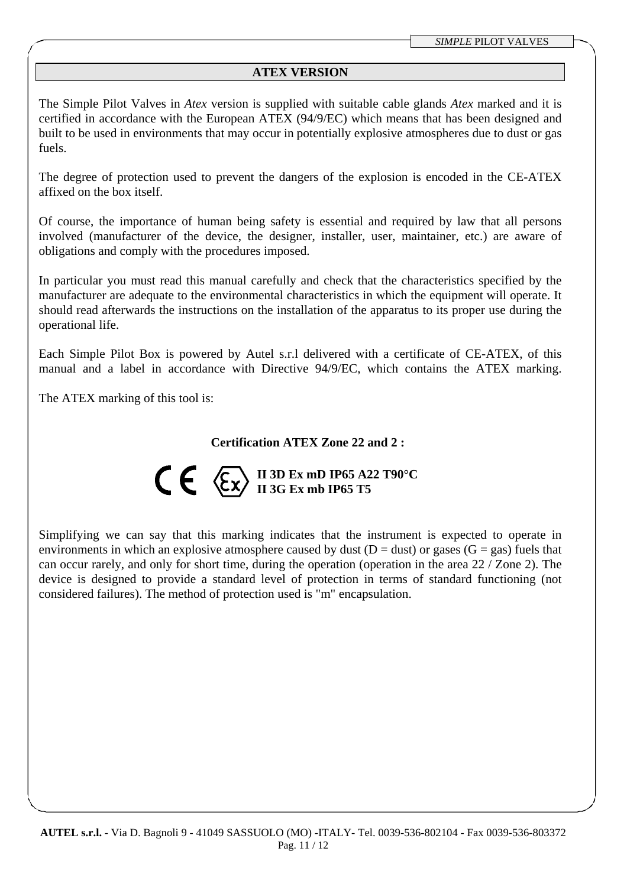## ATEX VERSION

The Simple Pilot Valves in *Atex* version is supplied with suitable cable glands *Atex* marked and it is certified in accordance with the European ATEX (94/9/EC) which means that has been designed and built to be used in environments that may occur in potentially explosive atmospheres due to dust or gas fuels.

The degree of protection used to prevent the dangers of the explosion is encoded in the CE-ATEX affixed on the box itself.

Of course, the importance of human being safety is essential and required by law that all persons involved (manufacturer of the device, the designer, installer, user, maintainer, etc.) are aware of obligations and comply with the procedures imposed.

In particular you must read this manual carefully and check that the characteristics specified by the manufacturer are adequate to the environmental characteristics in which the equipment will operate. It should read afterwards the instructions on the installation of the apparatus to its proper use during the operational life.

Each Simple Pilot Box is powered by Autel s.r.l delivered with a certificate of CE-ATEX, of this manual and a label in accordance with Directive 94/9/EC, which contains the ATEX marking.

The ATEX marking of this tool is:

**Certification ATEX Zone 22 and 2 :**

CE Ex **II 3D Ex mD IP65 A22 T90°C**
**II 3G Ex mb IP65 T5**

Simplifying we can say that this marking indicates that the instrument is expected to operate in environments in which an explosive atmosphere caused by dust (D = dust) or gases (G = gas) fuels that can occur rarely, and only for short time, during the operation (operation in the area 22 / Zone 2). The device is designed to provide a standard level of protection in terms of standard functioning (not considered failures). The method of protection used is "m" encapsulation.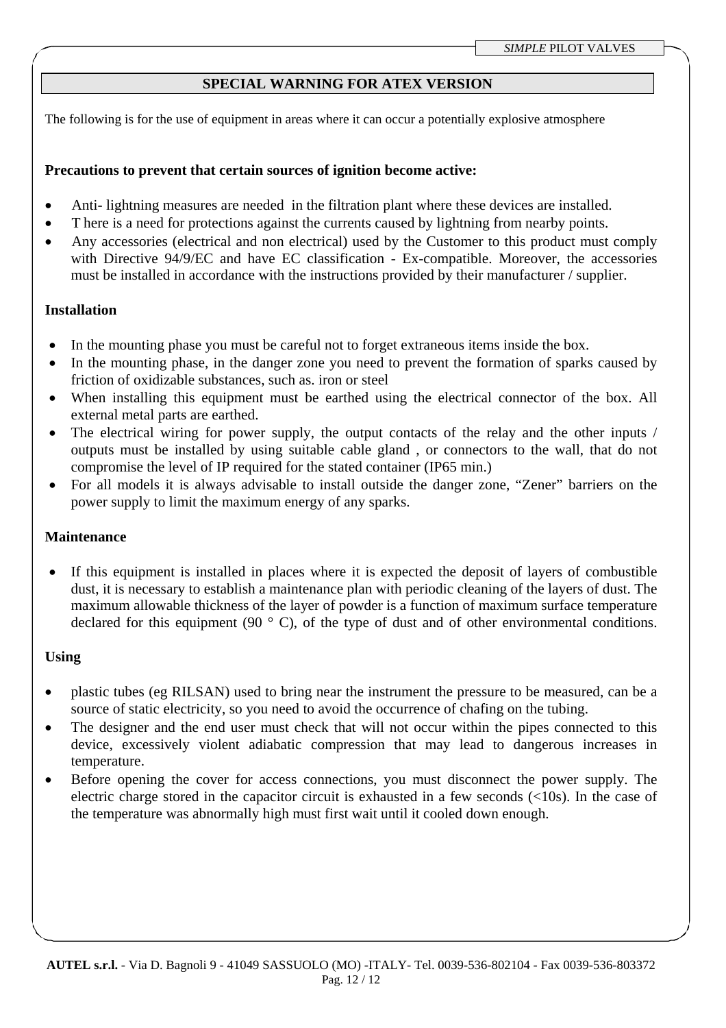## SPECIAL WARNING FOR ATEX VERSION

The following is for the use of equipment in areas where it can occur a potentially explosive atmosphere

**Precautions to prevent that certain sources of ignition become active:**

- Anti- lightning measures are needed in the filtration plant where these devices are installed.
- T here is a need for protections against the currents caused by lightning from nearby points.
- Any accessories (electrical and non electrical) used by the Customer to this product must comply with Directive 94/9/EC and have EC classification - Ex-compatible. Moreover, the accessories must be installed in accordance with the instructions provided by their manufacturer / supplier.

**Installation**

- In the mounting phase you must be careful not to forget extraneous items inside the box.
- In the mounting phase, in the danger zone you need to prevent the formation of sparks caused by friction of oxidizable substances, such as. iron or steel
- When installing this equipment must be earthed using the electrical connector of the box. All external metal parts are earthed.
- The electrical wiring for power supply, the output contacts of the relay and the other inputs / outputs must be installed by using suitable cable gland , or connectors to the wall, that do not compromise the level of IP required for the stated container (IP65 min.)
- For all models it is always advisable to install outside the danger zone, "Zener" barriers on the power supply to limit the maximum energy of any sparks.

**Maintenance**

- If this equipment is installed in places where it is expected the deposit of layers of combustible dust, it is necessary to establish a maintenance plan with periodic cleaning of the layers of dust. The maximum allowable thickness of the layer of powder is a function of maximum surface temperature declared for this equipment (90 ° C), of the type of dust and of other environmental conditions.

**Using**

- plastic tubes (eg RILSAN) used to bring near the instrument the pressure to be measured, can be a source of static electricity, so you need to avoid the occurrence of chafing on the tubing.
- The designer and the end user must check that will not occur within the pipes connected to this device, excessively violent adiabatic compression that may lead to dangerous increases in temperature.
- Before opening the cover for access connections, you must disconnect the power supply. The electric charge stored in the capacitor circuit is exhausted in a few seconds (<10s). In the case of the temperature was abnormally high must first wait until it cooled down enough.